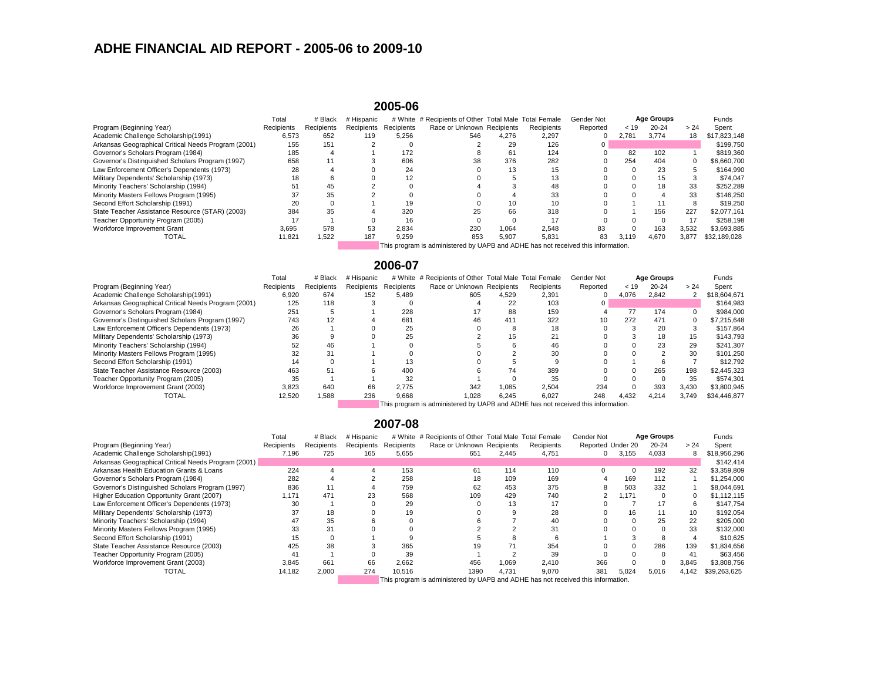# ADHE FINANCIAL AID REPORT - 2005-06 to 2009-10

## 2005-06

| Program (Beginning Year) | Total Recipients | # Black Recipients | # Hispanic Recipients | # White Recipients | # Recipients of Other Race or Unknown | Total Male Recipients | Total Female Recipients | Gender Not Reported | Age Groups < 19 | 20-24 | > 24 | Funds Spent |
|---|---|---|---|---|---|---|---|---|---|---|---|---|
| Academic Challenge Scholarship(1991) | 6,573 | 652 | 119 | 5,256 | 546 | 4,276 | 2,297 | 0 | 2,781 | 3,774 | 18 | $17,823,148 |
| Arkansas Geographical Critical Needs Program (2001) | 155 | 151 | 2 | 0 | 2 | 29 | 126 | 0 | | | | $199,750 |
| Governor's Scholars Program (1984) | 185 | 4 | 1 | 172 | 8 | 61 | 124 | 0 | 82 | 102 | 1 | $819,360 |
| Governor's Distinguished Scholars Program (1997) | 658 | 11 | 3 | 606 | 38 | 376 | 282 | 0 | 254 | 404 | 0 | $6,660,700 |
| Law Enforcement Officer's Dependents (1973) | 28 | 4 | 0 | 24 | 0 | 13 | 15 | 0 | 0 | 23 | 5 | $164,990 |
| Military Dependents' Scholarship (1973) | 18 | 6 | 0 | 12 | 0 | 5 | 13 | 0 | 0 | 15 | 3 | $74,047 |
| Minority Teachers' Scholarship (1994) | 51 | 45 | 2 | 0 | 4 | 3 | 48 | 0 | 0 | 18 | 33 | $252,289 |
| Minority Masters Fellows Program (1995) | 37 | 35 | 2 | 0 | 0 | 4 | 33 | 0 | 0 | 4 | 33 | $146,250 |
| Second Effort Scholarship (1991) | 20 | 0 | 1 | 19 | 0 | 10 | 10 | 0 | 1 | 11 | 8 | $19,250 |
| State Teacher Assistance Resource (STAR) (2003) | 384 | 35 | 4 | 320 | 25 | 66 | 318 | 0 | 1 | 156 | 227 | $2,077,161 |
| Teacher Opportunity Program (2005) | 17 | 1 | 0 | 16 | 0 | 0 | 17 | 0 | 0 | 0 | 17 | $258,198 |
| Workforce Improvement Grant | 3,695 | 578 | 53 | 2,834 | 230 | 1,064 | 2,548 | 83 | 0 | 163 | 3,532 | $3,693,885 |
| TOTAL | 11,821 | 1,522 | 187 | 9,259 | 853 | 5,907 | 5,831 | 83 | 3,119 | 4,670 | 3,877 | $32,189,028 |

This program is administered by UAPB and ADHE has not received this information.

## 2006-07

| Program (Beginning Year) | Total Recipients | # Black Recipients | # Hispanic Recipients | # White Recipients | # Recipients of Other Race or Unknown | Total Male Recipients | Total Female Recipients | Gender Not Reported | Age Groups < 19 | 20-24 | > 24 | Funds Spent |
|---|---|---|---|---|---|---|---|---|---|---|---|---|
| Academic Challenge Scholarship(1991) | 6,920 | 674 | 152 | 5,489 | 605 | 4,529 | 2,391 | 0 | 4,076 | 2,842 | 2 | $18,604,671 |
| Arkansas Geographical Critical Needs Program (2001) | 125 | 118 | 3 | 0 | 4 | 22 | 103 | 0 | | | | $164,983 |
| Governor's Scholars Program (1984) | 251 | 5 | 1 | 228 | 17 | 88 | 159 | 4 | 77 | 174 | 0 | $984,000 |
| Governor's Distinguished Scholars Program (1997) | 743 | 12 | 4 | 681 | 46 | 411 | 322 | 10 | 272 | 471 | 0 | $7,215,648 |
| Law Enforcement Officer's Dependents (1973) | 26 | 1 | 0 | 25 | 0 | 8 | 18 | 0 | 3 | 20 | 3 | $157,864 |
| Military Dependents' Scholarship (1973) | 36 | 9 | 0 | 25 | 2 | 15 | 21 | 0 | 3 | 18 | 15 | $143,793 |
| Minority Teachers' Scholarship (1994) | 52 | 46 | 1 | 0 | 5 | 6 | 46 | 0 | 0 | 23 | 29 | $241,307 |
| Minority Masters Fellows Program (1995) | 32 | 31 | 1 | 0 | 0 | 2 | 30 | 0 | 0 | 2 | 30 | $101,250 |
| Second Effort Scholarship (1991) | 14 | 0 | 1 | 13 | 0 | 5 | 9 | 0 | 1 | 6 | 7 | $12,792 |
| State Teacher Assistance Resource (2003) | 463 | 51 | 6 | 400 | 6 | 74 | 389 | 0 | 0 | 265 | 198 | $2,445,323 |
| Teacher Opportunity Program (2005) | 35 | 1 | 1 | 32 | 1 | 0 | 35 | 0 | 0 | 0 | 35 | $574,301 |
| Workforce Improvement Grant (2003) | 3,823 | 640 | 66 | 2,775 | 342 | 1,085 | 2,504 | 234 | 0 | 393 | 3,430 | $3,800,945 |
| TOTAL | 12,520 | 1,588 | 236 | 9,668 | 1,028 | 6,245 | 6,027 | 248 | 4,432 | 4,214 | 3,749 | $34,446,877 |

This program is administered by UAPB and ADHE has not received this information.

## 2007-08

| Program (Beginning Year) | Total Recipients | # Black Recipients | # Hispanic Recipients | # White Recipients | # Recipients of Other Race or Unknown | Total Male Recipients | Total Female Recipients | Gender Not Reported | Age Groups Under 20 | 20-24 | > 24 | Funds Spent |
|---|---|---|---|---|---|---|---|---|---|---|---|---|
| Academic Challenge Scholarship(1991) | 7,196 | 725 | 165 | 5,655 | 651 | 2,445 | 4,751 | 0 | 3,155 | 4,033 | 8 | $18,956,296 |
| Arkansas Geographical Critical Needs Program (2001) | | | | | | | | | | | | $142,414 |
| Arkansas Health Education Grants & Loans | 224 | 4 | 4 | 153 | 61 | 114 | 110 | 0 | 0 | 192 | 32 | $3,359,809 |
| Governor's Scholars Program (1984) | 282 | 4 | 2 | 258 | 18 | 109 | 169 | 4 | 169 | 112 | 1 | $1,254,000 |
| Governor's Distinguished Scholars Program (1997) | 836 | 11 | 4 | 759 | 62 | 453 | 375 | 8 | 503 | 332 | 1 | $8,044,691 |
| Higher Education Opportunity Grant (2007) | 1,171 | 471 | 23 | 568 | 109 | 429 | 740 | 2 | 1,171 | 0 | 0 | $1,112,115 |
| Law Enforcement Officer's Dependents (1973) | 30 | 1 | 0 | 29 | 0 | 13 | 17 | 0 | 7 | 17 | 6 | $147,754 |
| Military Dependents' Scholarship (1973) | 37 | 18 | 0 | 19 | 0 | 9 | 28 | 0 | 16 | 11 | 10 | $192,054 |
| Minority Teachers' Scholarship (1994) | 47 | 35 | 6 | 0 | 6 | 7 | 40 | 0 | 0 | 25 | 22 | $205,000 |
| Minority Masters Fellows Program (1995) | 33 | 31 | 0 | 0 | 2 | 2 | 31 | 0 | 0 | 0 | 33 | $132,000 |
| Second Effort Scholarship (1991) | 15 | 0 | 1 | 9 | 5 | 8 | 6 | 1 | 3 | 8 | 4 | $10,625 |
| State Teacher Assistance Resource (2003) | 425 | 38 | 3 | 365 | 19 | 71 | 354 | 0 | 0 | 286 | 139 | $1,834,656 |
| Teacher Opportunity Program (2005) | 41 | 1 | 0 | 39 | 1 | 2 | 39 | 0 | 0 | 0 | 41 | $63,456 |
| Workforce Improvement Grant (2003) | 3,845 | 661 | 66 | 2,662 | 456 | 1,069 | 2,410 | 366 | 0 | 0 | 3,845 | $3,808,756 |
| TOTAL | 14,182 | 2,000 | 274 | 10,516 | 1390 | 4,731 | 9,070 | 381 | 5,024 | 5,016 | 4,142 | $39,263,625 |

This program is administered by UAPB and ADHE has not received this information.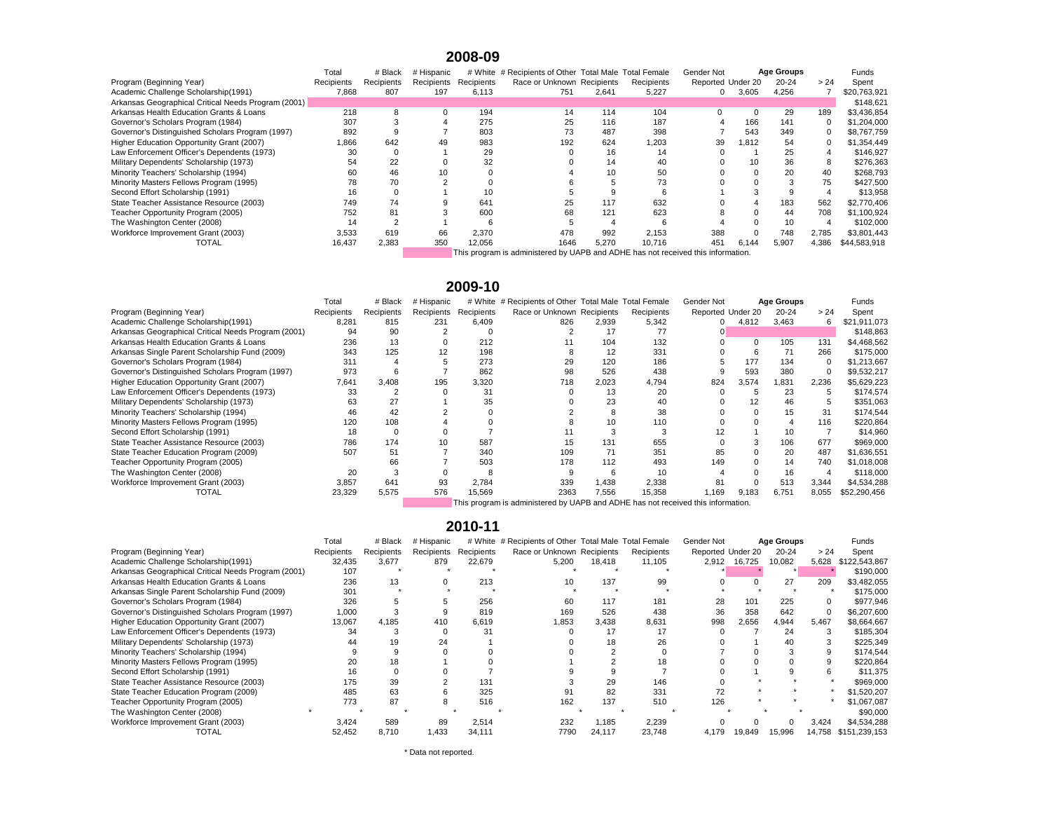## 2008-09

| Program (Beginning Year) | Total Recipients | # Black Recipients | # Hispanic Recipients | # White Recipients | # Recipients of Other Race or Unknown | Total Male Recipients | Total Female Recipients | Gender Not Reported | Age Groups Under 20 | Age Groups 20-24 | Age Groups > 24 | Funds Spent |
|---|---|---|---|---|---|---|---|---|---|---|---|---|
| Academic Challenge Scholarship(1991) | 7,868 | 807 | 197 | 6,113 | 751 | 2,641 | 5,227 | 0 | 3,605 | 4,256 | 7 | $20,763,921 |
| Arkansas Geographical Critical Needs Program (2001) | | | | | | | | | | | | $148,621 |
| Arkansas Health Education Grants & Loans | 218 | 8 | 0 | 194 | 14 | 114 | 104 | 0 | 0 | 29 | 189 | $3,436,854 |
| Governor's Scholars Program (1984) | 307 | 3 | 4 | 275 | 25 | 116 | 187 | 4 | 166 | 141 | 0 | $1,204,000 |
| Governor's Distinguished Scholars Program (1997) | 892 | 9 | 7 | 803 | 73 | 487 | 398 | 7 | 543 | 349 | 0 | $8,767,759 |
| Higher Education Opportunity Grant (2007) | 1,866 | 642 | 49 | 983 | 192 | 624 | 1,203 | 39 | 1,812 | 54 | 0 | $1,354,449 |
| Law Enforcement Officer's Dependents (1973) | 30 | 0 | 1 | 29 | 0 | 16 | 14 | 0 | 1 | 25 | 4 | $146,927 |
| Military Dependents' Scholarship (1973) | 54 | 22 | 0 | 32 | 0 | 14 | 40 | 0 | 10 | 36 | 8 | $276,363 |
| Minority Teachers' Scholarship (1994) | 60 | 46 | 10 | 0 | 4 | 10 | 50 | 0 | 0 | 20 | 40 | $268,793 |
| Minority Masters Fellows Program (1995) | 78 | 70 | 2 | 0 | 6 | 5 | 73 | 0 | 0 | 3 | 75 | $427,500 |
| Second Effort Scholarship (1991) | 16 | 0 | 1 | 10 | 5 | 9 | 6 | 1 | 3 | 9 | 4 | $13,958 |
| State Teacher Assistance Resource (2003) | 749 | 74 | 9 | 641 | 25 | 117 | 632 | 0 | 4 | 183 | 562 | $2,770,406 |
| Teacher Opportunity Program (2005) | 752 | 81 | 3 | 600 | 68 | 121 | 623 | 8 | 0 | 44 | 708 | $1,100,924 |
| The Washington Center (2008) | 14 | 2 | 1 | 6 | 5 | 4 | 6 | 4 | 0 | 10 | 4 | $102,000 |
| Workforce Improvement Grant (2003) | 3,533 | 619 | 66 | 2,370 | 478 | 992 | 2,153 | 388 | 0 | 748 | 2,785 | $3,801,443 |
| TOTAL | 16,437 | 2,383 | 350 | 12,056 | 1646 | 5,270 | 10,716 | 451 | 6,144 | 5,907 | 4,386 | $44,583,918 |

This program is administered by UAPB and ADHE has not received this information.

## 2009-10

| Program (Beginning Year) | Total Recipients | # Black Recipients | # Hispanic Recipients | # White Recipients | # Recipients of Other Race or Unknown | Total Male Recipients | Total Female Recipients | Gender Not Reported | Age Groups Under 20 | Age Groups 20-24 | Age Groups > 24 | Funds Spent |
|---|---|---|---|---|---|---|---|---|---|---|---|---|
| Academic Challenge Scholarship(1991) | 8,281 | 815 | 231 | 6,409 | 826 | 2,939 | 5,342 | 0 | 4,812 | 3,463 | 6 | $21,911,073 |
| Arkansas Geographical Critical Needs Program (2001) | 94 | 90 | 2 | 0 | 2 | 17 | 77 | 0 | | | | $148,863 |
| Arkansas Health Education Grants & Loans | 236 | 13 | 0 | 212 | 11 | 104 | 132 | 0 | 0 | 105 | 131 | $4,468,562 |
| Arkansas Single Parent Scholarship Fund (2009) | 343 | 125 | 12 | 198 | 8 | 12 | 331 | 0 | 6 | 71 | 266 | $175,000 |
| Governor's Scholars Program (1984) | 311 | 4 | 5 | 273 | 29 | 120 | 186 | 5 | 177 | 134 | 0 | $1,213,667 |
| Governor's Distinguished Scholars Program (1997) | 973 | 6 | 7 | 862 | 98 | 526 | 438 | 9 | 593 | 380 | 0 | $9,532,217 |
| Higher Education Opportunity Grant (2007) | 7,641 | 3,408 | 195 | 3,320 | 718 | 2,023 | 4,794 | 824 | 3,574 | 1,831 | 2,236 | $5,629,223 |
| Law Enforcement Officer's Dependents (1973) | 33 | 2 | 0 | 31 | 0 | 13 | 20 | 0 | 5 | 23 | 5 | $174,574 |
| Military Dependents' Scholarship (1973) | 63 | 27 | 1 | 35 | 0 | 23 | 40 | 0 | 12 | 46 | 5 | $351,063 |
| Minority Teachers' Scholarship (1994) | 46 | 42 | 2 | 0 | 2 | 8 | 38 | 0 | 0 | 15 | 31 | $174,544 |
| Minority Masters Fellows Program (1995) | 120 | 108 | 4 | 0 | 8 | 10 | 110 | 0 | 0 | 4 | 116 | $220,864 |
| Second Effort Scholarship (1991) | 18 | 0 | 0 | 7 | 11 | 3 | 3 | 12 | 1 | 10 | 7 | $14,960 |
| State Teacher Assistance Resource (2003) | 786 | 174 | 10 | 587 | 15 | 131 | 655 | 0 | 3 | 106 | 677 | $969,000 |
| State Teacher Education Program (2009) | 507 | 51 | 7 | 340 | 109 | 71 | 351 | 85 | 0 | 20 | 487 | $1,636,551 |
| Teacher Opportunity Program (2005) | | 66 | 7 | 503 | 178 | 112 | 493 | 149 | 0 | 14 | 740 | $1,018,008 |
| The Washington Center (2008) | 20 | 3 | 0 | 8 | 9 | 6 | 10 | 4 | 0 | 16 | 4 | $118,000 |
| Workforce Improvement Grant (2003) | 3,857 | 641 | 93 | 2,784 | 339 | 1,438 | 2,338 | 81 | 0 | 513 | 3,344 | $4,534,288 |
| TOTAL | 23,329 | 5,575 | 576 | 15,569 | 2363 | 7,556 | 15,358 | 1,169 | 9,183 | 6,751 | 8,055 | $52,290,456 |

This program is administered by UAPB and ADHE has not received this information.

## 2010-11

| Program (Beginning Year) | Total Recipients | # Black Recipients | # Hispanic Recipients | # White Recipients | # Recipients of Other Race or Unknown | Total Male Recipients | Total Female Recipients | Gender Not Reported | Age Groups Under 20 | Age Groups 20-24 | Age Groups > 24 | Funds Spent |
|---|---|---|---|---|---|---|---|---|---|---|---|---|
| Academic Challenge Scholarship(1991) | 32,435 | 3,677 | 879 | 22,679 | 5,200 | 18,418 | 11,105 | 2,912 | 16,725 | 10,082 | 5,628 | $122,543,867 |
| Arkansas Geographical Critical Needs Program (2001) | 107 | * | * | * | * | * | * | * | * | * | * | $190,000 |
| Arkansas Health Education Grants & Loans | 236 | 13 | 0 | 213 | 10 | 137 | 99 | 0 | 0 | 27 | 209 | $3,482,055 |
| Arkansas Single Parent Scholarship Fund (2009) | 301 | * | * | * | * | * | * | * | * | * | * | $175,000 |
| Governor's Scholars Program (1984) | 326 | 5 | 5 | 256 | 60 | 117 | 181 | 28 | 101 | 225 | 0 | $977,946 |
| Governor's Distinguished Scholars Program (1997) | 1,000 | 3 | 9 | 819 | 169 | 526 | 438 | 36 | 358 | 642 | 0 | $6,207,600 |
| Higher Education Opportunity Grant (2007) | 13,067 | 4,185 | 410 | 6,619 | 1,853 | 3,438 | 8,631 | 998 | 2,656 | 4,944 | 5,467 | $8,664,667 |
| Law Enforcement Officer's Dependents (1973) | 34 | 3 | 0 | 31 | 0 | 17 | 17 | 0 | 7 | 24 | 3 | $185,304 |
| Military Dependents' Scholarship (1973) | 44 | 19 | 24 | 1 | 0 | 18 | 26 | 0 | 1 | 40 | 3 | $225,349 |
| Minority Teachers' Scholarship (1994) | 9 | 9 | 0 | 0 | 0 | 2 | 0 | 7 | 0 | 3 | 9 | $174,544 |
| Minority Masters Fellows Program (1995) | 20 | 18 | 1 | 0 | 1 | 2 | 18 | 0 | 0 | 0 | 9 | $220,864 |
| Second Effort Scholarship (1991) | 16 | 0 | 0 | 7 | 9 | 9 | 7 | 0 | 1 | 9 | 6 | $11,375 |
| State Teacher Assistance Resource (2003) | 175 | 39 | 2 | 131 | 3 | 29 | 146 | 0 | * | * | * | $969,000 |
| State Teacher Education Program (2009) | 485 | 63 | 6 | 325 | 91 | 82 | 331 | 72 | * | * | * | $1,520,207 |
| Teacher Opportunity Program (2005) | 773 | 87 | 8 | 516 | 162 | 137 | 510 | 126 | * | * | * | $1,067,087 |
| The Washington Center (2008) | * | * | * | * | * | * | * | * | * | * | * | $90,000 |
| Workforce Improvement Grant (2003) | 3,424 | 589 | 89 | 2,514 | 232 | 1,185 | 2,239 | 0 | 0 | 0 | 3,424 | $4,534,288 |
| TOTAL | 52,452 | 8,710 | 1,433 | 34,111 | 7790 | 24,117 | 23,748 | 4,179 | 19,849 | 15,996 | 14,758 | $151,239,153 |

\* Data not reported.